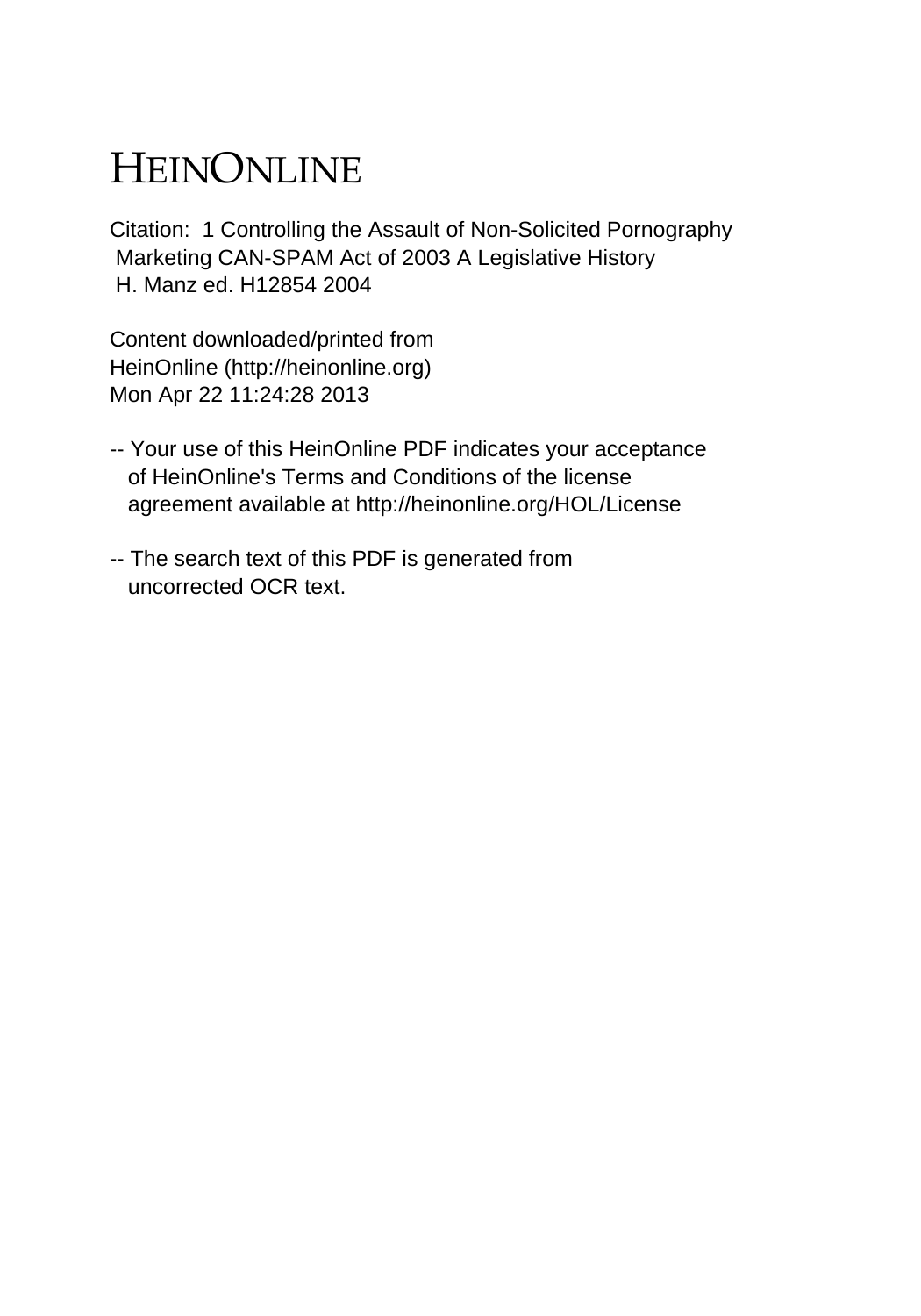# HEINONLINE

Citation: 1 Controlling the Assault of Non-Solicited Pornography Marketing CAN-SPAM Act of 2003 A Legislative History H. Manz ed. H12854 2004

Content downloaded/printed from HeinOnline (http://heinonline.org) Mon Apr 22 11:24:28 2013

-- Your use of this HeinOnline PDF indicates your acceptance of HeinOnline's Terms and Conditions of the license agreement available at http://heinonline.org/HOL/License

-- The search text of this PDF is generated from uncorrected OCR text.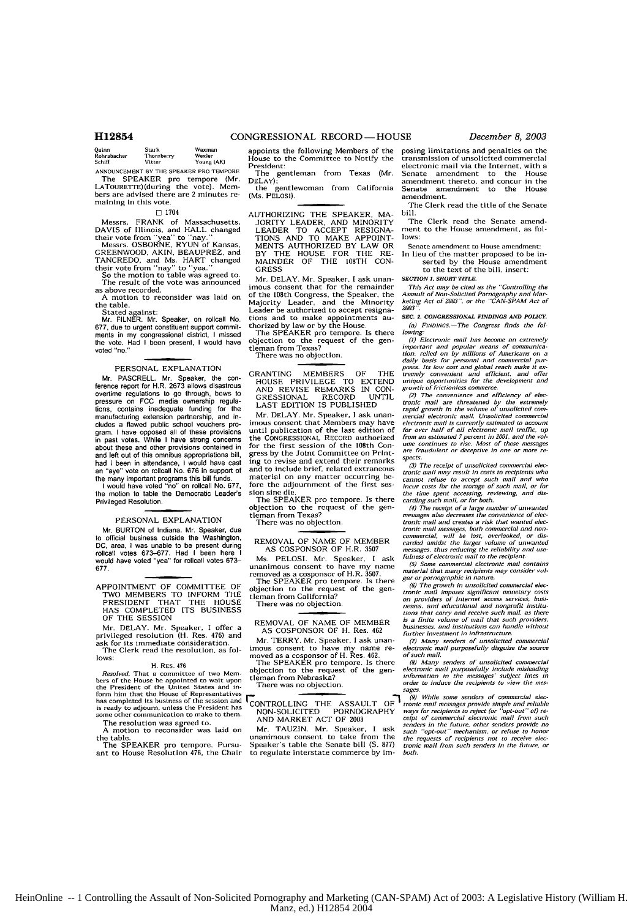| Quinn | Stark | Waxman |
|---|---|---|
| Rohrabacher | Thornberry | Wexler |
| Schiff | Vitter | Young (AK) |

ANNOUNCEMENT BY THE SPEAKER PRO TEMPORE

The SPEAKER pro tempore (Mr. LATOURETTE)(during the vote). Members are advised there are 2 minutes remaining in this vote.

☐ 1704

Messrs. FRANK of Massachusetts, DAVIS of Illinois, and HALL changed their vote from "yea" to "nay."

Messrs. OSBORNE, RYUN of Kansas, GREENWOOD, AKIN, BEAUPREZ, and TANCREDO, and Ms. HART changed their vote from "nay" to "yea."

So the motion to table was agreed to.

The result of the vote was announced as above recorded.

A motion to reconsider was laid on the table.

Stated against:

Mr. FILNER. Mr. Speaker, on rollcall No. 677, due to urgent constituent support commitments in my congressional district, I missed the vote. Had I been present, I would have voted "no."

## PERSONAL EXPLANATION

Mr. PASCRELL. Mr. Speaker, the conference report for H.R. 2673 allows disastrous overtime regulations to go through, bows to pressure on FCC media ownership regulations, contains inadequate funding for the manufacturing extension partnership, and includes a flawed public school vouchers program. I have opposed all of these provisions in past votes. While I have strong concerns about these and other provisions contained in and left out of this omnibus appropriations bill, had I been in attendance, I would have cast an "aye" vote on rollcall No. 676 in support of the many important programs this bill funds.

I would have voted "no" on rollcall No. 677, the motion to table the Democratic Leader's Privileged Resolution.

## PERSONAL EXPLANATION

Mr. BURTON of Indiana. Mr. Speaker, due to official business outside the Washington, DC, area, I was unable to be present during rollcall votes 673–677. Had I been here I would have voted "yea" for rollcall votes 673–677.

## APPOINTMENT OF COMMITTEE OF TWO MEMBERS TO INFORM THE PRESIDENT THAT THE HOUSE HAS COMPLETED ITS BUSINESS OF THE SESSION

Mr. DELAY. Mr. Speaker, I offer a privileged resolution (H. Res. 476) and ask for its immediate consideration.

The Clerk read the resolution, as follows:

H. RES. 476

*Resolved*, That a committee of two Members of the House be appointed to wait upon the President of the United States and inform him that the House of Representatives has completed its business of the session and is ready to adjourn, unless the President has some other communication to make to them.

The resolution was agreed to.

A motion to reconsider was laid on the table.

The SPEAKER pro tempore. Pursuant to House Resolution 476, the Chair appoints the following Members of the House to the Committee to Notify the President:

The gentleman from Texas (Mr. DELAY);

the gentlewoman from California (Ms. PELOSI).

## AUTHORIZING THE SPEAKER, MAJORITY LEADER, AND MINORITY LEADER TO ACCEPT RESIGNATIONS AND TO MAKE APPOINTMENTS AUTHORIZED BY LAW OR BY THE HOUSE FOR THE REMAINDER OF THE 108TH CONGRESS

Mr. DELAY. Mr. Speaker, I ask unanimous consent that for the remainder of the 108th Congress, the Speaker, the Majority Leader, and the Minority Leader be authorized to accept resignations and to make appointments authorized by law or by the House.

The SPEAKER pro tempore. Is there objection to the request of the gentleman from Texas?

There was no objection.

## GRANTING MEMBERS OF THE HOUSE PRIVILEGE TO EXTEND AND REVISE REMARKS IN CONGRESSIONAL RECORD UNTIL LAST EDITION IS PUBLISHED

Mr. DELAY. Mr. Speaker, I ask unanimous consent that Members may have until publication of the last edition of the CONGRESSIONAL RECORD authorized for the first session of the 108th Congress by the Joint Committee on Printing to revise and extend their remarks and to include brief, related extraneous material on any matter occurring before the adjournment of the first session sine die.

The SPEAKER pro tempore. Is there objection to the request of the gentleman from Texas?

There was no objection.

## REMOVAL OF NAME OF MEMBER AS COSPONSOR OF H.R. 3507

Ms. PELOSI. Mr. Speaker. I ask unanimous consent to have my name removed as a cosponsor of H.R. 3507.

The SPEAKER pro tempore. Is there objection to the request of the gentleman from California?

There was no objection.

## REMOVAL OF NAME OF MEMBER AS COSPONSOR OF H. Res. 462

Mr. TERRY. Mr. Speaker, I ask unanimous consent to have my name removed as a cosponsor of H. Res. 462.

The SPEAKER pro tempore. Is there objection to the request of the gentleman from Nebraska?

There was no objection.

## CONTROLLING THE ASSAULT OF NON-SOLICITED PORNOGRAPHY AND MARKET ACT OF 2003

Mr. TAUZIN. Mr. Speaker, I ask unanimous consent to take from the Speaker's table the Senate bill (S. 877) to regulate interstate commerce by imposing limitations and penalties on the transmission of unsolicited commercial electronic mail via the Internet, with a Senate amendment to the House amendment thereto, and concur in the Senate amendment to the House amendment.

The Clerk read the title of the Senate bill.

The Clerk read the Senate amendment to the House amendment, as follows:

Senate amendment to House amendment:

In lieu of the matter proposed to be inserted by the House amendment to the text of the bill, insert:

***SECTION 1. SHORT TITLE.***

*This Act may be cited as the "Controlling the Assault of Non-Solicited Pornography and Marketing Act of 2003", or the "CAN-SPAM Act of 2003".*

***SEC. 2. CONGRESSIONAL FINDINGS AND POLICY.***

*(a) FINDINGS.—The Congress finds the following:*

*(1) Electronic mail has become an extremely important and popular means of communication, relied on by millions of Americans on a daily basis for personal and commercial purposes. Its low cost and global reach make it extremely convenient and efficient, and offer unique opportunities for the development and growth of frictionless commerce.*

*(2) The convenience and efficiency of electronic mail are threatened by the extremely rapid growth in the volume of unsolicited commercial electronic mail. Unsolicited commercial electronic mail is currently estimated to account for over half of all electronic mail traffic, up from an estimated 7 percent in 2001, and the volume continues to rise. Most of these messages are fraudulent or deceptive in one or more respects.*

*(3) The receipt of unsolicited commercial electronic mail may result in costs to recipients who cannot refuse to accept such mail and who incur costs for the storage of such mail, or for the time spent accessing, reviewing, and discarding such mail, or for both.*

*(4) The receipt of a large number of unwanted messages also decreases the convenience of electronic mail and creates a risk that wanted electronic mail messages, both commercial and noncommercial, will be lost, overlooked, or discarded amidst the larger volume of unwanted messages, thus reducing the reliability and usefulness of electronic mail to the recipient.*

*(5) Some commercial electronic mail contains material that many recipients may consider vulgar or pornographic in nature.*

*(6) The growth in unsolicited commercial electronic mail imposes significant monetary costs on providers of Internet access services, businesses, and educational and nonprofit institutions that carry and receive such mail, as there is a finite volume of mail that such providers, businesses, and institutions can handle without further investment in infrastructure.*

*(7) Many senders of unsolicited commercial electronic mail purposefully disguise the source of such mail.*

*(8) Many senders of unsolicited commercial electronic mail purposefully include misleading information in the messages' subject lines in order to induce the recipients to view the messages.*

*(9) While some senders of commercial electronic mail messages provide simple and reliable ways for recipients to reject (or "opt-out" of) receipt of commercial electronic mail from such senders in the future, other senders provide no such "opt-out" mechanism, or refuse to honor the requests of recipients not to receive electronic mail from such senders in the future, or both.*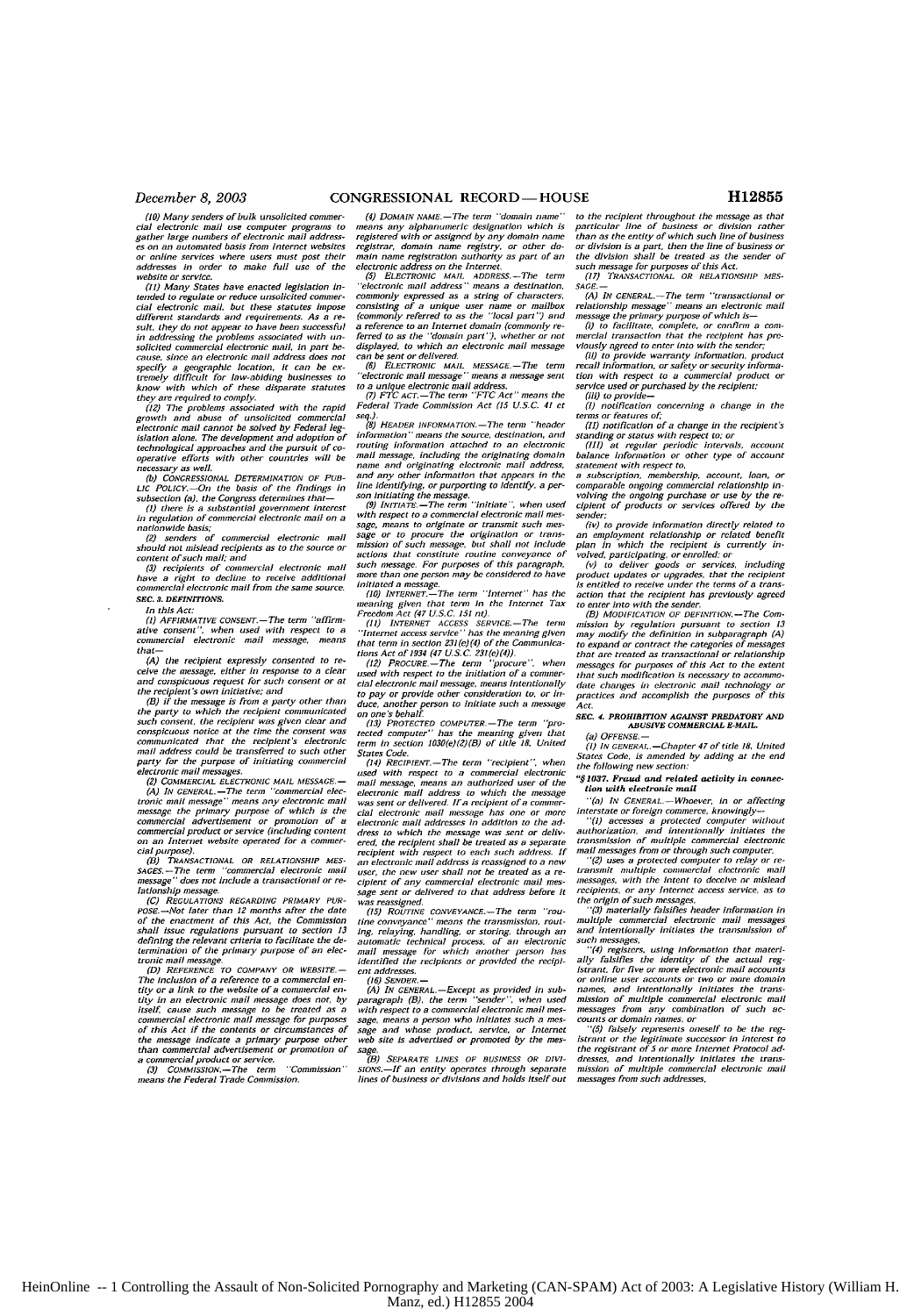(10) Many senders of bulk unsolicited commercial electronic mail use computer programs to gather large numbers of electronic mail addresses on an automated basis from Internet websites or online services where users must post their addresses in order to make full use of the website or service.

(11) Many States have enacted legislation intended to regulate or reduce unsolicited commercial electronic mail, but these statutes impose different standards and requirements. As a result, they do not appear to have been successful in addressing the problems associated with unsolicited commercial electronic mail, in part because, since an electronic mail address does not specify a geographic location, it can be extremely difficult for law-abiding businesses to know with which of these disparate statutes they are required to comply.

(12) The problems associated with the rapid growth and abuse of unsolicited commercial electronic mail cannot be solved by Federal legislation alone. The development and adoption of technological approaches and the pursuit of cooperative efforts with other countries will be necessary as well.

(b) CONGRESSIONAL DETERMINATION OF PUBLIC POLICY.—On the basis of the findings in subsection (a), the Congress determines that—

(1) there is a substantial government interest in regulation of commercial electronic mail on a nationwide basis;

(2) senders of commercial electronic mail should not mislead recipients as to the source or content of such mail; and

(3) recipients of commercial electronic mail have a right to decline to receive additional commercial electronic mail from the same source.

**SEC. 3. DEFINITIONS.**

In this Act:

(1) AFFIRMATIVE CONSENT.—The term "affirmative consent", when used with respect to a commercial electronic mail message, means that—

(A) the recipient expressly consented to receive the message, either in response to a clear and conspicuous request for such consent or at the recipient's own initiative; and

(B) if the message is from a party other than the party to which the recipient communicated such consent, the recipient was given clear and conspicuous notice at the time the consent was communicated that the recipient's electronic mail address could be transferred to such other party for the purpose of initiating commercial electronic mail messages.

(2) COMMERCIAL ELECTRONIC MAIL MESSAGE.—

(A) IN GENERAL.—The term "commercial electronic mail message" means any electronic mail message the primary purpose of which is the commercial advertisement or promotion of a commercial product or service (including content on an Internet website operated for a commercial purpose).

(B) TRANSACTIONAL OR RELATIONSHIP MESSAGES.—The term "commercial electronic mail message" does not include a transactional or relationship message.

(C) REGULATIONS REGARDING PRIMARY PURPOSE.—Not later than 12 months after the date of the enactment of this Act, the Commission shall issue regulations pursuant to section 13 defining the relevant criteria to facilitate the determination of the primary purpose of an electronic mail message.

(D) REFERENCE TO COMPANY OR WEBSITE.—The inclusion of a reference to a commercial entity or a link to the website of a commercial entity in an electronic mail message does not, by itself, cause such message to be treated as a commercial electronic mail message for purposes of this Act if the contents or circumstances of the message indicate a primary purpose other than commercial advertisement or promotion of a commercial product or service.

(3) COMMISSION.—The term "Commission" means the Federal Trade Commission.

(4) DOMAIN NAME.—The term "domain name" means any alphanumeric designation which is registered with or assigned by any domain name registrar, domain name registry, or other domain name registration authority as part of an electronic address on the Internet.

(5) ELECTRONIC MAIL ADDRESS.—The term "electronic mail address" means a destination, commonly expressed as a string of characters, consisting of a unique user name or mailbox (commonly referred to as the "local part") and a reference to an Internet domain (commonly referred to as the "domain part"), whether or not displayed, to which an electronic mail message can be sent or delivered.

(6) ELECTRONIC MAIL MESSAGE.—The term "electronic mail message" means a message sent to a unique electronic mail address.

(7) FTC ACT.—The term "FTC Act" means the Federal Trade Commission Act (15 U.S.C. 41 et seq.).

(8) HEADER INFORMATION.—The term "header information" means the source, destination, and routing information attached to an electronic mail message, including the originating domain name and originating electronic mail address, and any other information that appears in the line identifying, or purporting to identify, a person initiating the message.

(9) INITIATE.—The term "initiate", when used with respect to a commercial electronic mail message, means to originate or transmit such message or to procure the origination or transmission of such message, but shall not include actions that constitute routine conveyance of such message. For purposes of this paragraph, more than one person may be considered to have initiated a message.

(10) INTERNET.—The term "Internet" has the meaning given that term in the Internet Tax Freedom Act (47 U.S.C. 151 nt).

(11) INTERNET ACCESS SERVICE.—The term "Internet access service" has the meaning given that term in section 231(e)(4) of the Communications Act of 1934 (47 U.S.C. 231(e)(4)).

(12) PROCURE.—The term "procure", when used with respect to the initiation of a commercial electronic mail message, means intentionally to pay or provide other consideration to, or induce, another person to initiate such a message on one's behalf.

(13) PROTECTED COMPUTER.—The term "protected computer" has the meaning given that term in section 1030(e)(2)(B) of title 18, United States Code.

(14) RECIPIENT.—The term "recipient", when used with respect to a commercial electronic mail message, means an authorized user of the electronic mail address to which the message was sent or delivered. If a recipient of a commercial electronic mail message has one or more electronic mail addresses in addition to the address to which the message was sent or delivered, the recipient shall be treated as a separate recipient with respect to each such address. If an electronic mail address is reassigned to a new user, the new user shall not be treated as a recipient of any commercial electronic mail message sent or delivered to that address before it was reassigned.

(15) ROUTINE CONVEYANCE.—The term "routine conveyance" means the transmission, routing, relaying, handling, or storing, through an automatic technical process, of an electronic mail message for which another person has identified the recipients or provided the recipient addresses.

(16) SENDER.—

(A) IN GENERAL.—Except as provided in subparagraph (B), the term "sender", when used with respect to a commercial electronic mail message, means a person who initiates such a message and whose product, service, or Internet web site is advertised or promoted by the message.

(B) SEPARATE LINES OF BUSINESS OR DIVISIONS.—If an entity operates through separate lines of business or divisions and holds itself out to the recipient throughout the message as that particular line of business or division rather than as the entity of which such line of business or division is a part, then the line of business or the division shall be treated as the sender of such message for purposes of this Act.

(17) TRANSACTIONAL OR RELATIONSHIP MESSAGE.—

(A) IN GENERAL.—The term "transactional or relationship message" means an electronic mail message the primary purpose of which is—

(i) to facilitate, complete, or confirm a commercial transaction that the recipient has previously agreed to enter into with the sender;

(ii) to provide warranty information, product recall information, or safety or security information with respect to a commercial product or service used or purchased by the recipient;

(iii) to provide—

(I) notification concerning a change in the terms or features of;

(II) notification of a change in the recipient's standing or status with respect to; or

(III) at regular periodic intervals, account balance information or other type of account statement with respect to,

a subscription, membership, account, loan, or comparable ongoing commercial relationship involving the ongoing purchase or use by the recipient of products or services offered by the sender;

(iv) to provide information directly related to an employment relationship or related benefit plan in which the recipient is currently involved, participating, or enrolled; or

(v) to deliver goods or services, including product updates or upgrades, that the recipient is entitled to receive under the terms of a transaction that the recipient has previously agreed to enter into with the sender.

(B) MODIFICATION OF DEFINITION.—The Commission by regulation pursuant to section 13 may modify the definition in subparagraph (A) to expand or contract the categories of messages that are treated as transactional or relationship messages for purposes of this Act to the extent that such modification is necessary to accommodate changes in electronic mail technology or practices and accomplish the purposes of this Act.

**SEC. 4. PROHIBITION AGAINST PREDATORY AND ABUSIVE COMMERCIAL E-MAIL.**

(a) OFFENSE.—

(1) IN GENERAL.—Chapter 47 of title 18, United States Code, is amended by adding at the end the following new section:

**"§1037. Fraud and related activity in connection with electronic mail**

"(a) IN GENERAL.—Whoever, in or affecting interstate or foreign commerce, knowingly—

"(1) accesses a protected computer without authorization, and intentionally initiates the transmission of multiple commercial electronic mail messages from or through such computer,

"(2) uses a protected computer to relay or retransmit multiple commercial electronic mail messages, with the intent to deceive or mislead recipients, or any Internet access service, as to the origin of such messages,

"(3) materially falsifies header information in multiple commercial electronic mail messages and intentionally initiates the transmission of such messages,

"(4) registers, using information that materially falsifies the identity of the actual registrant, for five or more electronic mail accounts or online user accounts or two or more domain names, and intentionally initiates the transmission of multiple commercial electronic mail messages from any combination of such accounts or domain names, or

"(5) falsely represents oneself to be the registrant or the legitimate successor in interest to the registrant of 5 or more Internet Protocol addresses, and intentionally initiates the transmission of multiple commercial electronic mail messages from such addresses,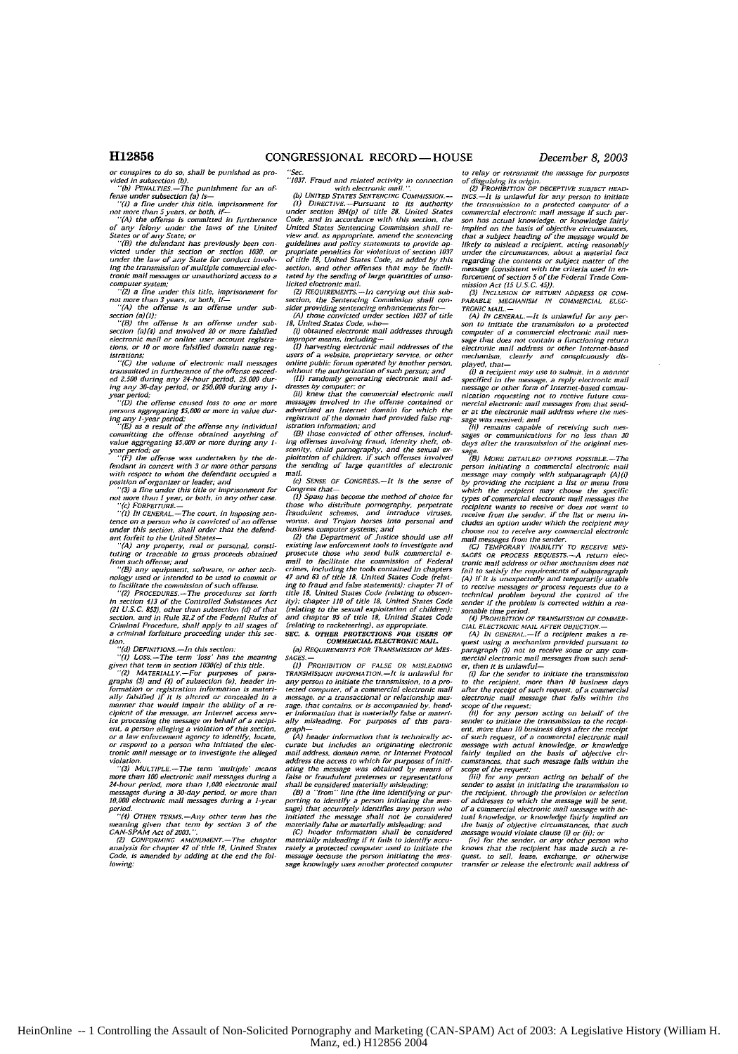or conspires to do so, shall be punished as provided in subsection (b).

"(b) PENALTIES.—The punishment for an offense under subsection (a) is—

"(1) a fine under this title, imprisonment for not more than 5 years, or both, if—

"(A) the offense is committed in furtherance of any felony under the laws of the United States or of any State; or

"(B) the defendant has previously been convicted under this section or section 1030, or under the law of any State for conduct involving the transmission of multiple commercial electronic mail messages or unauthorized access to a computer system;

"(2) a fine under this title, imprisonment for not more than 3 years, or both, if—

"(A) the offense is an offense under subsection (a)(1);

"(B) the offense is an offense under subsection (a)(4) and involved 20 or more falsified electronic mail or online user account registrations, or 10 or more falsified domain name registrations;

"(C) the volume of electronic mail messages transmitted in furtherance of the offense exceeded 2,500 during any 24-hour period, 25,000 during any 30-day period, or 250,000 during any 1-year period;

"(D) the offense caused loss to one or more persons aggregating $5,000 or more in value during any 1-year period;

"(E) as a result of the offense any individual committing the offense obtained anything of value aggregating $5,000 or more during any 1-year period; or

"(F) the offense was undertaken by the defendant in concert with 3 or more other persons with respect to whom the defendant occupied a position of organizer or leader; and

"(3) a fine under this title or imprisonment for not more than 1 year, or both, in any other case.

"(c) FORFEITURE.—

"(1) IN GENERAL.—The court, in imposing sentence on a person who is convicted of an offense under this section, shall order that the defendant forfeit to the United States—

"(A) any property, real or personal, constituting or traceable to gross proceeds obtained from such offense; and

"(B) any equipment, software, or other technology used or intended to be used to commit or to facilitate the commission of such offense.

"(2) PROCEDURES.—The procedures set forth in section 413 of the Controlled Substances Act (21 U.S.C. 853), other than subsection (d) of that section, and in Rule 32.2 of the Federal Rules of Criminal Procedure, shall apply to all stages of a criminal forfeiture proceeding under this section.

"(d) DEFINITIONS.—In this section:

"(1) LOSS.—The term 'loss' has the meaning given that term in section 1030(e) of this title.

"(2) MATERIALLY.—For purposes of paragraphs (3) and (4) of subsection (a), header information or registration information is materially falsified if it is altered or concealed in a manner that would impair the ability of a recipient of the message, an Internet access service processing the message on behalf of a recipient, a person alleging a violation of this section, or a law enforcement agency to identify, locate, or respond to a person who initiated the electronic mail message or to investigate the alleged violation.

"(3) MULTIPLE.—The term 'multiple' means more than 100 electronic mail messages during a 24-hour period, more than 1,000 electronic mail messages during a 30-day period, or more than 10,000 electronic mail messages during a 1-year period.

"(4) OTHER TERMS.—Any other term has the meaning given that term by section 3 of the CAN-SPAM Act of 2003.".

(2) CONFORMING AMENDMENT.—The chapter analysis for chapter 47 of title 18, United States Code, is amended by adding at the end the following:

"Sec.

"1037. Fraud and related activity in connection with electronic mail.".

(b) UNITED STATES SENTENCING COMMISSION.—

(1) DIRECTIVE.—Pursuant to its authority under section 994(p) of title 28, United States Code, and in accordance with this section, the United States Sentencing Commission shall review and, as appropriate, amend the sentencing guidelines and policy statements to provide appropriate penalties for violations of section 1037 of title 18, United States Code, as added by this section, and other offenses that may be facilitated by the sending of large quantities of unsolicited electronic mail.

(2) REQUIREMENTS.—In carrying out this subsection, the Sentencing Commission shall consider providing sentencing enhancements for—

(A) those convicted under section 1037 of title 18, United States Code, who—

(i) obtained electronic mail addresses through improper means, including—

(I) harvesting electronic mail addresses of the users of a website, proprietary service, or other online public forum operated by another person, without the authorization of such person; and

(II) randomly generating electronic mail addresses by computer; or

(ii) knew that the commercial electronic mail messages involved in the offense contained or advertised an Internet domain for which the registrant of the domain had provided false registration information; and

(B) those convicted of other offenses, including offenses involving fraud, identity theft, obscenity, child pornography, and the sexual exploitation of children, if such offenses involved the sending of large quantities of electronic mail.

(c) SENSE OF CONGRESS.—It is the sense of Congress that—

(1) Spam has become the method of choice for those who distribute pornography, perpetrate fraudulent schemes, and introduce viruses, worms, and Trojan horses into personal and business computer systems; and

(2) the Department of Justice should use all existing law enforcement tools to investigate and prosecute those who send bulk commercial e-mail to facilitate the commission of Federal crimes, including the tools contained in chapters 47 and 63 of title 18, United States Code (relating to fraud and false statements); chapter 71 of title 18, United States Code (relating to obscenity); chapter 110 of title 18, United States Code (relating to the sexual exploitation of children); and chapter 95 of title 18, United States Code (relating to racketeering), as appropriate.

SEC. 5. OTHER PROTECTIONS FOR USERS OF COMMERCIAL ELECTRONIC MAIL.

(a) REQUIREMENTS FOR TRANSMISSION OF MESSAGES.—

(1) PROHIBITION OF FALSE OR MISLEADING TRANSMISSION INFORMATION.—It is unlawful for any person to initiate the transmission, to a protected computer, of a commercial electronic mail message, or a transactional or relationship message, that contains, or is accompanied by, header information that is materially false or materially misleading. For purposes of this paragraph—

(A) header information that is technically accurate but includes an originating electronic mail address, domain name, or Internet Protocol address the access to which for purposes of initiating the message was obtained by means of false or fraudulent pretenses or representations shall be considered materially misleading;

(B) a "from" line (the line identifying or purporting to identify a person initiating the message) that accurately identifies any person who initiated the message shall not be considered materially false or materially misleading; and

(C) header information shall be considered materially misleading if it fails to identify accurately a protected computer used to initiate the message because the person initiating the message knowingly uses another protected computer to relay or retransmit the message for purposes of disguising its origin.

(2) PROHIBITION OF DECEPTIVE SUBJECT HEADINGS.—It is unlawful for any person to initiate the transmission to a protected computer of a commercial electronic mail message if such person has actual knowledge, or knowledge fairly implied on the basis of objective circumstances, that a subject heading of the message would be likely to mislead a recipient, acting reasonably under the circumstances, about a material fact regarding the contents or subject matter of the message (consistent with the criteria used in enforcement of section 5 of the Federal Trade Commission Act (15 U.S.C. 45)).

(3) INCLUSION OF RETURN ADDRESS OR COMPARABLE MECHANISM IN COMMERCIAL ELECTRONIC MAIL.—

(A) IN GENERAL.—It is unlawful for any person to initiate the transmission to a protected computer of a commercial electronic mail message that does not contain a functioning return electronic mail address or other Internet-based mechanism, clearly and conspicuously displayed, that—

(i) a recipient may use to submit, in a manner specified in the message, a reply electronic mail message or other form of Internet-based communication requesting not to receive future commercial electronic mail messages from that sender at the electronic mail address where the message was received; and

(ii) remains capable of receiving such messages or communications for no less than 30 days after the transmission of the original message.

(B) MORE DETAILED OPTIONS POSSIBLE.—The person initiating a commercial electronic mail message may comply with subparagraph (A)(i) by providing the recipient a list or menu from which the recipient may choose the specific types of commercial electronic mail messages the recipient wants to receive or does not want to receive from the sender, if the list or menu includes an option under which the recipient may choose not to receive any commercial electronic mail messages from the sender.

(C) TEMPORARY INABILITY TO RECEIVE MESSAGES OR PROCESS REQUESTS.—A return electronic mail address or other mechanism does not fail to satisfy the requirements of subparagraph (A) if it is unexpectedly and temporarily unable to receive messages or process requests due to a technical problem beyond the control of the sender if the problem is corrected within a reasonable time period.

(4) PROHIBITION OF TRANSMISSION OF COMMERCIAL ELECTRONIC MAIL AFTER OBJECTION.—

(A) IN GENERAL.—If a recipient makes a request using a mechanism provided pursuant to paragraph (3) not to receive some or any commercial electronic mail messages from such sender, then it is unlawful—

(i) for the sender to initiate the transmission to the recipient, more than 10 business days after the receipt of such request, of a commercial electronic mail message that falls within the scope of the request;

(ii) for any person acting on behalf of the sender to initiate the transmission to the recipient, more than 10 business days after the receipt of such request, of a commercial electronic mail message with actual knowledge, or knowledge fairly implied on the basis of objective circumstances, that such message falls within the scope of the request;

(iii) for any person acting on behalf of the sender to assist in initiating the transmission to the recipient, through the provision or selection of addresses to which the message will be sent, of a commercial electronic mail message with actual knowledge, or knowledge fairly implied on the basis of objective circumstances, that such message would violate clause (i) or (ii); or

(iv) for the sender, or any other person who knows that the recipient has made such a request, to sell, lease, exchange, or otherwise transfer or release the electronic mail address of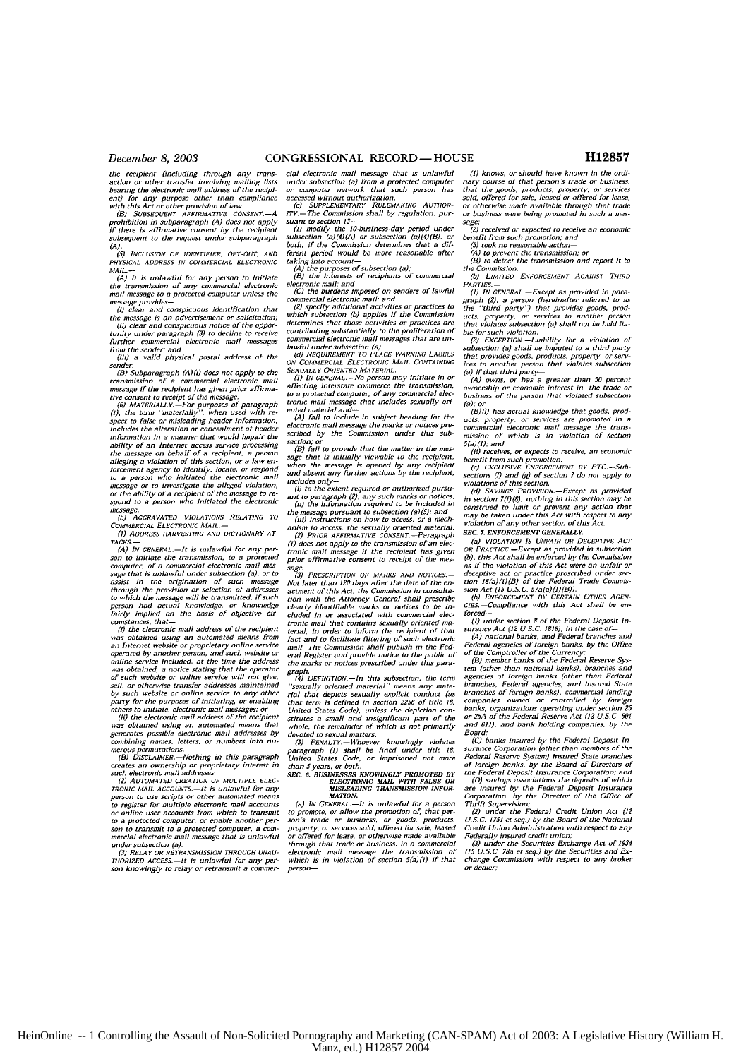the recipient (including through any transaction or other transfer involving mailing lists bearing the electronic mail address of the recipient) for any purpose other than compliance with this Act or other provision of law.

(B) SUBSEQUENT AFFIRMATIVE CONSENT.—A prohibition in subparagraph (A) does not apply if there is affirmative consent by the recipient subsequent to the request under subparagraph (A).

(5) INCLUSION OF IDENTIFIER, OPT-OUT, AND PHYSICAL ADDRESS IN COMMERCIAL ELECTRONIC MAIL.—

(A) It is unlawful for any person to initiate the transmission of any commercial electronic mail message to a protected computer unless the message provides—

(i) clear and conspicuous identification that the message is an advertisement or solicitation;

(ii) clear and conspicuous notice of the opportunity under paragraph (3) to decline to receive further commercial electronic mail messages from the sender; and

(iii) a valid physical postal address of the sender.

(B) Subparagraph (A)(i) does not apply to the transmission of a commercial electronic mail message if the recipient has given prior affirmative consent to receipt of the message.

(6) MATERIALLY.—For purposes of paragraph (1), the term "materially", when used with respect to false or misleading header information, includes the alteration or concealment of header information in a manner that would impair the ability of an Internet access service processing the message on behalf of a recipient, a person alleging a violation of this section, or a law enforcement agency to identify, locate, or respond to a person who initiated the electronic mail message or to investigate the alleged violation, or the ability of a recipient of the message to respond to a person who initiated the electronic message.

(b) AGGRAVATED VIOLATIONS RELATING TO COMMERCIAL ELECTRONIC MAIL.—

(1) ADDRESS HARVESTING AND DICTIONARY ATTACKS.—

(A) IN GENERAL.—It is unlawful for any person to initiate the transmission, to a protected computer, of a commercial electronic mail message that is unlawful under subsection (a), or to assist in the origination of such message through the provision or selection of addresses to which the message will be transmitted, if such person had actual knowledge, or knowledge fairly implied on the basis of objective circumstances, that—

(i) the electronic mail address of the recipient was obtained using an automated means from an Internet website or proprietary online service operated by another person, and such website or online service included, at the time the address was obtained, a notice stating that the operator of such website or online service will not give, sell, or otherwise transfer addresses maintained by such website or online service to any other party for the purposes of initiating, or enabling others to initiate, electronic mail messages; or

(ii) the electronic mail address of the recipient was obtained using an automated means that generates possible electronic mail addresses by combining names, letters, or numbers into numerous permutations.

(B) DISCLAIMER.—Nothing in this paragraph creates an ownership or proprietary interest in such electronic mail addresses.

(2) AUTOMATED CREATION OF MULTIPLE ELECTRONIC MAIL ACCOUNTS.—It is unlawful for any person to use scripts or other automated means to register for multiple electronic mail accounts or online user accounts from which to transmit to a protected computer, or enable another person to transmit to a protected computer, a commercial electronic mail message that is unlawful under subsection (a).

(3) RELAY OR RETRANSMISSION THROUGH UNAUTHORIZED ACCESS.—It is unlawful for any person knowingly to relay or retransmit a commercial electronic mail message that is unlawful under subsection (a) from a protected computer or computer network that such person has accessed without authorization.

(c) SUPPLEMENTARY RULEMAKING AUTHORITY.—The Commission shall by regulation, pursuant to section 13—

(1) modify the 10-business-day period under subsection (a)(4)(A) or subsection (a)(4)(B), or both, if the Commission determines that a different period would be more reasonable after taking into account—

(A) the purposes of subsection (a);

(B) the interests of recipients of commercial electronic mail; and

(C) the burdens imposed on senders of lawful commercial electronic mail; and

(2) specify additional activities or practices to which subsection (b) applies if the Commission determines that those activities or practices are contributing substantially to the proliferation of commercial electronic mail messages that are unlawful under subsection (a).

(d) REQUIREMENT TO PLACE WARNING LABELS ON COMMERCIAL ELECTRONIC MAIL CONTAINING SEXUALLY ORIENTED MATERIAL.—

(1) IN GENERAL.—No person may initiate in or affecting interstate commerce the transmission, to a protected computer, of any commercial electronic mail message that includes sexually oriented material and—

(A) fail to include in subject heading for the electronic mail message the marks or notices prescribed by the Commission under this subsection; or

(B) fail to provide that the matter in the message that is initially viewable to the recipient, when the message is opened by any recipient and absent any further actions by the recipient, includes only—

(i) to the extent required or authorized pursuant to paragraph (2), any such marks or notices;

(ii) the information required to be included in the message pursuant to subsection (a)(5); and

(iii) instructions on how to access, or a mechanism to access, the sexually oriented material.

(2) PRIOR AFFIRMATIVE CONSENT.—Paragraph (1) does not apply to the transmission of an electronic mail message if the recipient has given prior affirmative consent to receipt of the message.

(3) PRESCRIPTION OF MARKS AND NOTICES.—Not later than 120 days after the date of the enactment of this Act, the Commission in consultation with the Attorney General shall prescribe clearly identifiable marks or notices to be included in or associated with commercial electronic mail that contains sexually oriented material, in order to inform the recipient of that fact and to facilitate filtering of such electronic mail. The Commission shall publish in the Federal Register and provide notice to the public of the marks or notices prescribed under this paragraph.

(4) DEFINITION.—In this subsection, the term "sexually oriented material" means any material that depicts sexually explicit conduct (as that term is defined in section 2256 of title 18, United States Code), unless the depiction constitutes a small and insignificant part of the whole, the remainder of which is not primarily devoted to sexual matters.

(5) PENALTY.—Whoever knowingly violates paragraph (1) shall be fined under title 18, United States Code, or imprisoned not more than 5 years, or both.

SEC. 6. BUSINESSES KNOWINGLY PROMOTED BY ELECTRONIC MAIL WITH FALSE OR MISLEADING TRANSMISSION INFORMATION.

(a) IN GENERAL.—It is unlawful for a person to promote, or allow the promotion of, that person's trade or business, or goods, products, property, or services sold, offered for sale, leased or offered for lease, or otherwise made available through that trade or business, in a commercial electronic mail message the transmission of which is in violation of section 5(a)(1) if that person—

(1) knows, or should have known in the ordinary course of that person's trade or business, that the goods, products, property, or services sold, offered for sale, leased or offered for lease, or otherwise made available through that trade or business were being promoted in such a message;

(2) received or expected to receive an economic benefit from such promotion; and

(3) took no reasonable action—

(A) to prevent the transmission; or

(B) to detect the transmission and report it to the Commission.

(b) LIMITED ENFORCEMENT AGAINST THIRD PARTIES.—

(1) IN GENERAL.—Except as provided in paragraph (2), a person (hereinafter referred to as the "third party") that provides goods, products, property, or services to another person that violates subsection (a) shall not be held liable for such violation.

(2) EXCEPTION.—Liability for a violation of subsection (a) shall be imputed to a third party that provides goods, products, property, or services to another person that violates subsection (a) if that third party—

(A) owns, or has a greater than 50 percent ownership or economic interest in, the trade or business of the person that violated subsection (a); or

(B)(i) has actual knowledge that goods, products, property, or services are promoted in a commercial electronic mail message the transmission of which is in violation of section 5(a)(1); and

(ii) receives, or expects to receive, an economic benefit from such promotion.

(c) EXCLUSIVE ENFORCEMENT BY FTC.—Subsections (f) and (g) of section 7 do not apply to violations of this section.

(d) SAVINGS PROVISION.—Except as provided in section 7(f)(8), nothing in this section may be construed to limit or prevent any action that may be taken under this Act with respect to any violation of any other section of this Act.

SEC. 7. ENFORCEMENT GENERALLY.

(a) VIOLATION IS UNFAIR OR DECEPTIVE ACT OR PRACTICE.—Except as provided in subsection (b), this Act shall be enforced by the Commission as if the violation of this Act were an unfair or deceptive act or practice proscribed under section 18(a)(1)(B) of the Federal Trade Commission Act (15 U.S.C. 57a(a)(1)(B)).

(b) ENFORCEMENT BY CERTAIN OTHER AGENCIES.—Compliance with this Act shall be enforced—

(1) under section 8 of the Federal Deposit Insurance Act (12 U.S.C. 1818), in the case of—

(A) national banks, and Federal branches and Federal agencies of foreign banks, by the Office of the Comptroller of the Currency;

(B) member banks of the Federal Reserve System (other than national banks), branches and agencies of foreign banks (other than Federal branches, Federal agencies, and insured State branches of foreign banks), commercial lending companies owned or controlled by foreign banks, organizations operating under section 25 or 25A of the Federal Reserve Act (12 U.S.C. 601 and 611), and bank holding companies, by the Board;

(C) banks insured by the Federal Deposit Insurance Corporation (other than members of the Federal Reserve System) insured State branches of foreign banks, by the Board of Directors of the Federal Deposit Insurance Corporation; and

(D) savings associations the deposits of which are insured by the Federal Deposit Insurance Corporation, by the Director of the Office of Thrift Supervision;

(2) under the Federal Credit Union Act (12 U.S.C. 1751 et seq.) by the Board of the National Credit Union Administration with respect to any Federally insured credit union;

(3) under the Securities Exchange Act of 1934 (15 U.S.C. 78a et seq.) by the Securities and Exchange Commission with respect to any broker or dealer;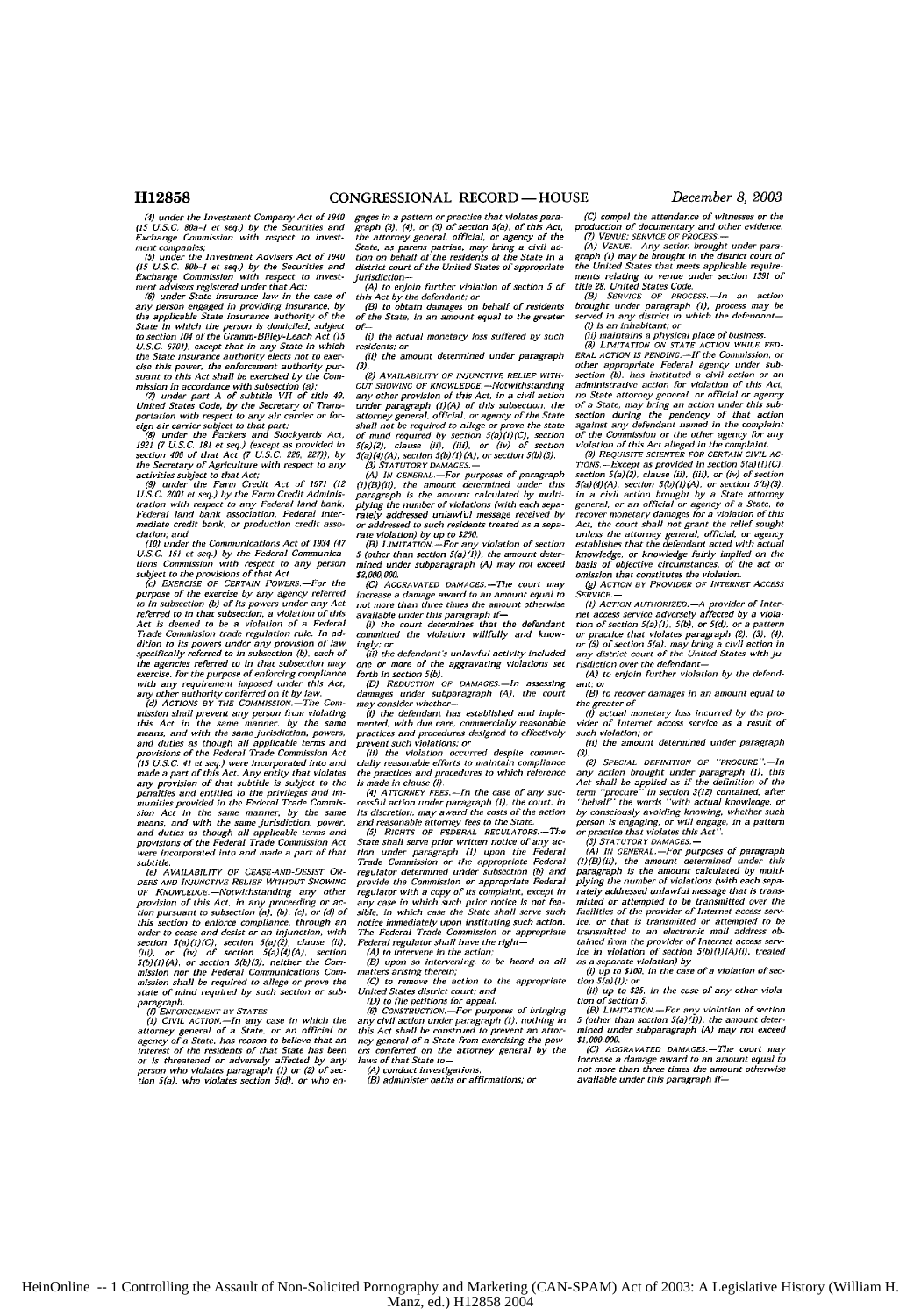(4) under the Investment Company Act of 1940 (15 U.S.C. 80a–1 et seq.) by the Securities and Exchange Commission with respect to investment companies;

(5) under the Investment Advisers Act of 1940 (15 U.S.C. 80b–1 et seq.) by the Securities and Exchange Commission with respect to investment advisers registered under that Act;

(6) under State insurance law in the case of any person engaged in providing insurance, by the applicable State insurance authority of the State in which the person is domiciled, subject to section 104 of the Gramm-Bliley-Leach Act (15 U.S.C. 6701), except that in any State in which the State insurance authority elects not to exercise this power, the enforcement authority pursuant to this Act shall be exercised by the Commission in accordance with subsection (a);

(7) under part A of subtitle VII of title 49, United States Code, by the Secretary of Transportation with respect to any air carrier or foreign air carrier subject to that part;

(8) under the Packers and Stockyards Act, 1921 (7 U.S.C. 181 et seq.) (except as provided in section 406 of that Act (7 U.S.C. 226, 227)), by the Secretary of Agriculture with respect to any activities subject to that Act;

(9) under the Farm Credit Act of 1971 (12 U.S.C. 2001 et seq.) by the Farm Credit Administration with respect to any Federal land bank, Federal land bank association, Federal intermediate credit bank, or production credit association; and

(10) under the Communications Act of 1934 (47 U.S.C. 151 et seq.) by the Federal Communications Commission with respect to any person subject to the provisions of that Act.

(c) EXERCISE OF CERTAIN POWERS.—For the purpose of the exercise by any agency referred to in subsection (b) of its powers under any Act referred to in that subsection, a violation of this Act is deemed to be a violation of a Federal Trade Commission trade regulation rule. In addition to its powers under any provision of law specifically referred to in subsection (b), each of the agencies referred to in that subsection may exercise, for the purpose of enforcing compliance with any requirement imposed under this Act, any other authority conferred on it by law.

(d) ACTIONS BY THE COMMISSION.—The Commission shall prevent any person from violating this Act in the same manner, by the same means, and with the same jurisdiction, powers, and duties as though all applicable terms and provisions of the Federal Trade Commission Act (15 U.S.C. 41 et seq.) were incorporated into and made a part of this Act. Any entity that violates any provision of that subtitle is subject to the penalties and entitled to the privileges and immunities provided in the Federal Trade Commission Act in the same manner, by the same means, and with the same jurisdiction, power, and duties as though all applicable terms and provisions of the Federal Trade Commission Act were incorporated into and made a part of that subtitle.

(e) AVAILABILITY OF CEASE-AND-DESIST ORDERS AND INJUNCTIVE RELIEF WITHOUT SHOWING OF KNOWLEDGE.—Notwithstanding any other provision of this Act, in any proceeding or action pursuant to subsection (a), (b), (c), or (d) of this section to enforce compliance, through an order to cease and desist or an injunction, with section 5(a)(1)(C), section 5(a)(2), clause (ii), (iii), or (iv) of section 5(a)(4)(A), section 5(b)(1)(A), or section 5(b)(3), neither the Commission nor the Federal Communications Commission shall be required to allege or prove the state of mind required by such section or subparagraph.

(f) ENFORCEMENT BY STATES.—

(1) CIVIL ACTION.—In any case in which the attorney general of a State, or an official or agency of a State, has reason to believe that an interest of the residents of that State has been or is threatened or adversely affected by any person who violates paragraph (1) or (2) of section 5(a), who violates section 5(d), or who engages in a pattern or practice that violates paragraph (3), (4), or (5) of section 5(a), of this Act, the attorney general, official, or agency of the State, as parens patriae, may bring a civil action on behalf of the residents of the State in a district court of the United States of appropriate jurisdiction—

(A) to enjoin further violation of section 5 of this Act by the defendant; or

(B) to obtain damages on behalf of residents of the State, in an amount equal to the greater of—

(i) the actual monetary loss suffered by such residents; or

(ii) the amount determined under paragraph (3).

(2) AVAILABILITY OF INJUNCTIVE RELIEF WITHOUT SHOWING OF KNOWLEDGE.—Notwithstanding any other provision of this Act, in a civil action under paragraph (1)(A) of this subsection, the attorney general, official, or agency of the State shall not be required to allege or prove the state of mind required by section 5(a)(1)(C), section 5(a)(2), clause (ii), (iii), or (iv) of section 5(a)(4)(A), section 5(b)(1)(A), or section 5(b)(3).

(3) STATUTORY DAMAGES.—

(A) IN GENERAL.—For purposes of paragraph (1)(B)(ii), the amount determined under this paragraph is the amount calculated by multiplying the number of violations (with each separately addressed unlawful message received by or addressed to such residents treated as a separate violation) by up to $250.

(B) LIMITATION.—For any violation of section 5 (other than section 5(a)(1)), the amount determined under subparagraph (A) may not exceed $2,000,000.

(C) AGGRAVATED DAMAGES.—The court may increase a damage award to an amount equal to not more than three times the amount otherwise available under this paragraph if—

(i) the court determines that the defendant committed the violation willfully and knowingly; or

(ii) the defendant's unlawful activity included one or more of the aggravating violations set forth in section 5(b).

(D) REDUCTION OF DAMAGES.—In assessing damages under subparagraph (A), the court may consider whether—

(i) the defendant has established and implemented, with due care, commercially reasonable practices and procedures designed to effectively prevent such violations; or

(ii) the violation occurred despite commercially reasonable efforts to maintain compliance the practices and procedures to which reference is made in clause (i).

(4) ATTORNEY FEES.—In the case of any successful action under paragraph (1), the court, in its discretion, may award the costs of the action and reasonable attorney fees to the State.

(5) RIGHTS OF FEDERAL REGULATORS.—The State shall serve prior written notice of any action under paragraph (1) upon the Federal Trade Commission or the appropriate Federal regulator determined under subsection (b) and provide the Commission or appropriate Federal regulator with a copy of its complaint, except in any case in which such prior notice is not feasible, in which case the State shall serve such notice immediately upon instituting such action. The Federal Trade Commission or appropriate Federal regulator shall have the right—

(A) to intervene in the action;

(B) upon so intervening, to be heard on all matters arising therein;

(C) to remove the action to the appropriate United States district court; and

(D) to file petitions for appeal.

(6) CONSTRUCTION.—For purposes of bringing any civil action under paragraph (1), nothing in this Act shall be construed to prevent an attorney general of a State from exercising the powers conferred on the attorney general by the laws of that State to—

(A) conduct investigations;

(B) administer oaths or affirmations; or

(C) compel the attendance of witnesses or the production of documentary and other evidence.

(7) VENUE; SERVICE OF PROCESS.—

(A) VENUE.—Any action brought under paragraph (1) may be brought in the district court of the United States that meets applicable requirements relating to venue under section 1391 of title 28, United States Code.

(B) SERVICE OF PROCESS.—In an action brought under paragraph (1), process may be served in any district in which the defendant—

(i) is an inhabitant; or

(ii) maintains a physical place of business.

(8) LIMITATION ON STATE ACTION WHILE FEDERAL ACTION IS PENDING.—If the Commission, or other appropriate Federal agency under subsection (b), has instituted a civil action or an administrative action for violation of this Act, no State attorney general, or official or agency of a State, may bring an action under this subsection during the pendency of that action against any defendant named in the complaint of the Commission or the other agency for any violation of this Act alleged in the complaint.

(9) REQUISITE SCIENTER FOR CERTAIN CIVIL ACTIONS.—Except as provided in section 5(a)(1)(C), section 5(a)(2), clause (ii), (iii), or (iv) of section 5(a)(4)(A), section 5(b)(1)(A), or section 5(b)(3), in a civil action brought by a State attorney general, or an official or agency of a State, to recover monetary damages for a violation of this Act, the court shall not grant the relief sought unless the attorney general, official, or agency establishes that the defendant acted with actual knowledge, or knowledge fairly implied on the basis of objective circumstances, of the act or omission that constitutes the violation.

(g) ACTION BY PROVIDER OF INTERNET ACCESS SERVICE.—

(1) ACTION AUTHORIZED.—A provider of Internet access service adversely affected by a violation of section 5(a)(1), 5(b), or 5(d), or a pattern or practice that violates paragraph (2), (3), (4), or (5) of section 5(a), may bring a civil action in any district court of the United States with jurisdiction over the defendant—

(A) to enjoin further violation by the defendant; or

(B) to recover damages in an amount equal to the greater of—

(i) actual monetary loss incurred by the provider of Internet access service as a result of such violation; or

(ii) the amount determined under paragraph (3).

(2) SPECIAL DEFINITION OF "PROCURE".—In any action brought under paragraph (1), this Act shall be applied as if the definition of the term "procure" in section 3(12) contained, after "behalf" the words "with actual knowledge, or by consciously avoiding knowing, whether such person is engaging, or will engage, in a pattern or practice that violates this Act".

(3) STATUTORY DAMAGES.—

(A) IN GENERAL.—For purposes of paragraph (1)(B)(ii), the amount determined under this paragraph is the amount calculated by multiplying the number of violations (with each separately addressed unlawful message that is transmitted or attempted to be transmitted over the facilities of the provider of Internet access service, or that is transmitted or attempted to be transmitted to an electronic mail address obtained from the provider of Internet access service in violation of section 5(b)(1)(A)(i), treated as a separate violation) by—

(i) up to $100, in the case of a violation of section 5(a)(1); or

(ii) up to $25, in the case of any other violation of section 5.

(B) LIMITATION.—For any violation of section 5 (other than section 5(a)(1)), the amount determined under subparagraph (A) may not exceed $1,000,000.

(C) AGGRAVATED DAMAGES.—The court may increase a damage award to an amount equal to not more than three times the amount otherwise available under this paragraph if—

HeinOnline -- 1 Controlling the Assault of Non-Solicited Pornography and Marketing (CAN-SPAM) Act of 2003: A Legislative History (William H. Manz, ed.) H12858 2004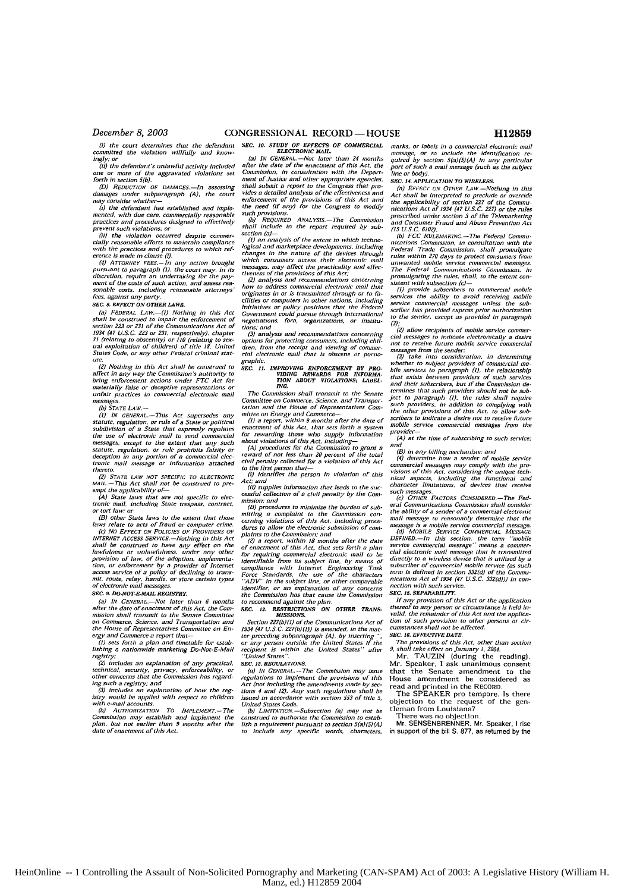(i) the court determines that the defendant committed the violation willfully and knowingly; or

(ii) the defendant's unlawful activity included one or more of the aggravated violations set forth in section 5(b).

(D) REDUCTION OF DAMAGES.—In assessing damages under subparagraph (A), the court may consider whether—

(i) the defendant has established and implemented, with due care, commercially reasonable practices and procedures designed to effectively prevent such violations; or

(ii) the violation occurred despite commercially reasonable efforts to maintain compliance with the practices and procedures to which reference is made in clause (i).

(4) ATTORNEY FEES.—In any action brought pursuant to paragraph (1), the court may, in its discretion, require an undertaking for the payment of the costs of such action, and assess reasonable costs, including reasonable attorneys' fees, against any party.

**SEC. 8. EFFECT ON OTHER LAWS.**

(a) FEDERAL LAW.—(1) Nothing in this Act shall be construed to impair the enforcement of section 223 or 231 of the Communications Act of 1934 (47 U.S.C. 223 or 231, respectively), chapter 71 (relating to obscenity) or 110 (relating to sexual exploitation of children) of title 18, United States Code, or any other Federal criminal statute.

(2) Nothing in this Act shall be construed to affect in any way the Commission's authority to bring enforcement actions under FTC Act for materially false or deceptive representations or unfair practices in commercial electronic mail messages.

(b) STATE LAW.—

(1) IN GENERAL.—This Act supersedes any statute, regulation, or rule of a State or political subdivision of a State that expressly regulates the use of electronic mail to send commercial messages, except to the extent that any such statute, regulation, or rule prohibits falsity or deception in any portion of a commercial electronic mail message or information attached thereto.

(2) STATE LAW NOT SPECIFIC TO ELECTRONIC MAIL.—This Act shall not be construed to preempt the applicability of—

(A) State laws that are not specific to electronic mail, including State trespass, contract, or tort law; or

(B) other State laws to the extent that those laws relate to acts of fraud or computer crime.

(c) NO EFFECT ON POLICIES OF PROVIDERS OF INTERNET ACCESS SERVICE.—Nothing in this Act shall be construed to have any effect on the lawfulness or unlawfulness, under any other provision of law, of the adoption, implementation, or enforcement by a provider of Internet access service of a policy of declining to transmit, route, relay, handle, or store certain types of electronic mail messages.

**SEC. 9. DO-NOT-E-MAIL REGISTRY.**

(a) IN GENERAL.—Not later than 6 months after the date of enactment of this Act, the Commission shall transmit to the Senate Committee on Commerce, Science, and Transportation and the House of Representatives Committee on Energy and Commerce a report that—

(1) sets forth a plan and timetable for establishing a nationwide marketing Do-Not-E-Mail registry;

(2) includes an explanation of any practical, technical, security, privacy, enforceability, or other concerns that the Commission has regarding such a registry; and

(3) includes an explanation of how the registry would be applied with respect to children with e-mail accounts.

(b) AUTHORIZATION TO IMPLEMENT.—The Commission may establish and implement the plan, but not earlier than 9 months after the date of enactment of this Act.

**SEC. 10. STUDY OF EFFECTS OF COMMERCIAL ELECTRONIC MAIL.**

(a) IN GENERAL.—Not later than 24 months after the date of the enactment of this Act, the Commission, in consultation with the Department of Justice and other appropriate agencies, shall submit a report to the Congress that provides a detailed analysis of the effectiveness and enforcement of the provisions of this Act and the need (if any) for the Congress to modify such provisions.

(b) REQUIRED ANALYSIS.—The Commission shall include in the report required by subsection (a)—

(1) an analysis of the extent to which technological and marketplace developments, including changes in the nature of the devices through which consumers access their electronic mail messages, may affect the practicality and effectiveness of the provisions of this Act;

(2) analysis and recommendations concerning how to address commercial electronic mail that originates in or is transmitted through or to facilities or computers in other nations, including initiatives or policy positions that the Federal Government could pursue through international negotiations, fora, organizations, or institutions; and

(3) analysis and recommendations concerning options for protecting consumers, including children, from the receipt and viewing of commercial electronic mail that is obscene or pornographic.

**SEC. 11. IMPROVING ENFORCEMENT BY PROVIDING REWARDS FOR INFORMATION ABOUT VIOLATIONS; LABELING.**

The Commission shall transmit to the Senate Committee on Commerce, Science, and Transportation and the House of Representatives Committee on Energy and Commerce—

(1) a report, within 9 months after the date of enactment of this Act, that sets forth a system for rewarding those who supply information about violations of this Act, including—

(A) procedures for the Commission to grant a reward of not less than 20 percent of the total civil penalty collected for a violation of this Act to the first person that—

(i) identifies the person in violation of this Act; and

(ii) supplies information that leads to the successful collection of a civil penalty by the Commission; and

(B) procedures to minimize the burden of submitting a complaint to the Commission concerning violations of this Act, including procedures to allow the electronic submission of complaints to the Commission; and

(2) a report, within 18 months after the date of enactment of this Act, that sets forth a plan for requiring commercial electronic mail to be identifiable from its subject line, by means of compliance with Internet Engineering Task Force Standards, the use of the characters "ADV" in the subject line, or other comparable identifier, or an explanation of any concerns the Commission has that cause the Commission to recommend against the plan.

**SEC. 12. RESTRICTIONS ON OTHER TRANSMISSIONS.**

Section 227(b)(1) of the Communications Act of 1934 (47 U.S.C. 227(b)(1)) is amended, in the matter preceding subparagraph (A), by inserting ", or any person outside the United States if the recipient is within the United States" after "United States".

**SEC. 13. REGULATIONS.**

(a) IN GENERAL.—The Commission may issue regulations to implement the provisions of this Act (not including the amendments made by sections 4 and 12). Any such regulations shall be issued in accordance with section 553 of title 5, United States Code.

(b) LIMITATION.—Subsection (a) may not be construed to authorize the Commission to establish a requirement pursuant to section 5(a)(5)(A) to include any specific words, characters, marks, or labels in a commercial electronic mail message, or to include the identification required by section 5(a)(5)(A) in any particular part of such a mail message (such as the subject line or body).

**SEC. 14. APPLICATION TO WIRELESS.**

(a) EFFECT ON OTHER LAW.—Nothing in this Act shall be interpreted to preclude or override the applicability of section 227 of the Communications Act of 1934 (47 U.S.C. 227) or the rules prescribed under section 3 of the Telemarketing and Consumer Fraud and Abuse Prevention Act (15 U.S.C. 6102).

(b) FCC RULEMAKING.—The Federal Communications Commission, in consultation with the Federal Trade Commission, shall promulgate rules within 270 days to protect consumers from unwanted mobile service commercial messages. The Federal Communications Commission, in promulgating the rules, shall, to the extent consistent with subsection (c)—

(1) provide subscribers to commercial mobile services the ability to avoid receiving mobile service commercial messages unless the subscriber has provided express prior authorization to the sender, except as provided in paragraph (3);

(2) allow recipients of mobile service commercial messages to indicate electronically a desire not to receive future mobile service commercial messages from the sender;

(3) take into consideration, in determining whether to subject providers of commercial mobile services to paragraph (1), the relationship that exists between providers of such services and their subscribers, but if the Commission determines that such providers should not be subject to paragraph (1), the rules shall require such providers, in addition to complying with the other provisions of this Act, to allow subscribers to indicate a desire not to receive future mobile service commercial messages from the provider—

(A) at the time of subscribing to such service; and

(B) in any billing mechanism; and

(4) determine how a sender of mobile service commercial messages may comply with the provisions of this Act, considering the unique technical aspects, including the functional and character limitations, of devices that receive such messages.

(c) OTHER FACTORS CONSIDERED.—The Federal Communications Commission shall consider the ability of a sender of a commercial electronic mail message to reasonably determine that the message is a mobile service commercial message.

(d) MOBILE SERVICE COMMERCIAL MESSAGE DEFINED.—In this section, the term "mobile service commercial message" means a commercial electronic mail message that is transmitted directly to a wireless device that is utilized by a subscriber of commercial mobile service (as such term is defined in section 332(d) of the Communications Act of 1934 (47 U.S.C. 332(d))) in connection with such service.

**SEC. 15. SEPARABILITY.**

If any provision of this Act or the application thereof to any person or circumstance is held invalid, the remainder of this Act and the application of such provision to other persons or circumstances shall not be affected.

**SEC. 16. EFFECTIVE DATE.**

The provisions of this Act, other than section 9, shall take effect on January 1, 2004.

Mr. TAUZIN (during the reading). Mr. Speaker, I ask unanimous consent that the Senate amendment to the House amendment be considered as read and printed in the RECORD.

The SPEAKER pro tempore. Is there objection to the request of the gentleman from Louisiana?

There was no objection.

Mr. SENSENBRENNER. Mr. Speaker, I rise in support of the bill S. 877, as returned by the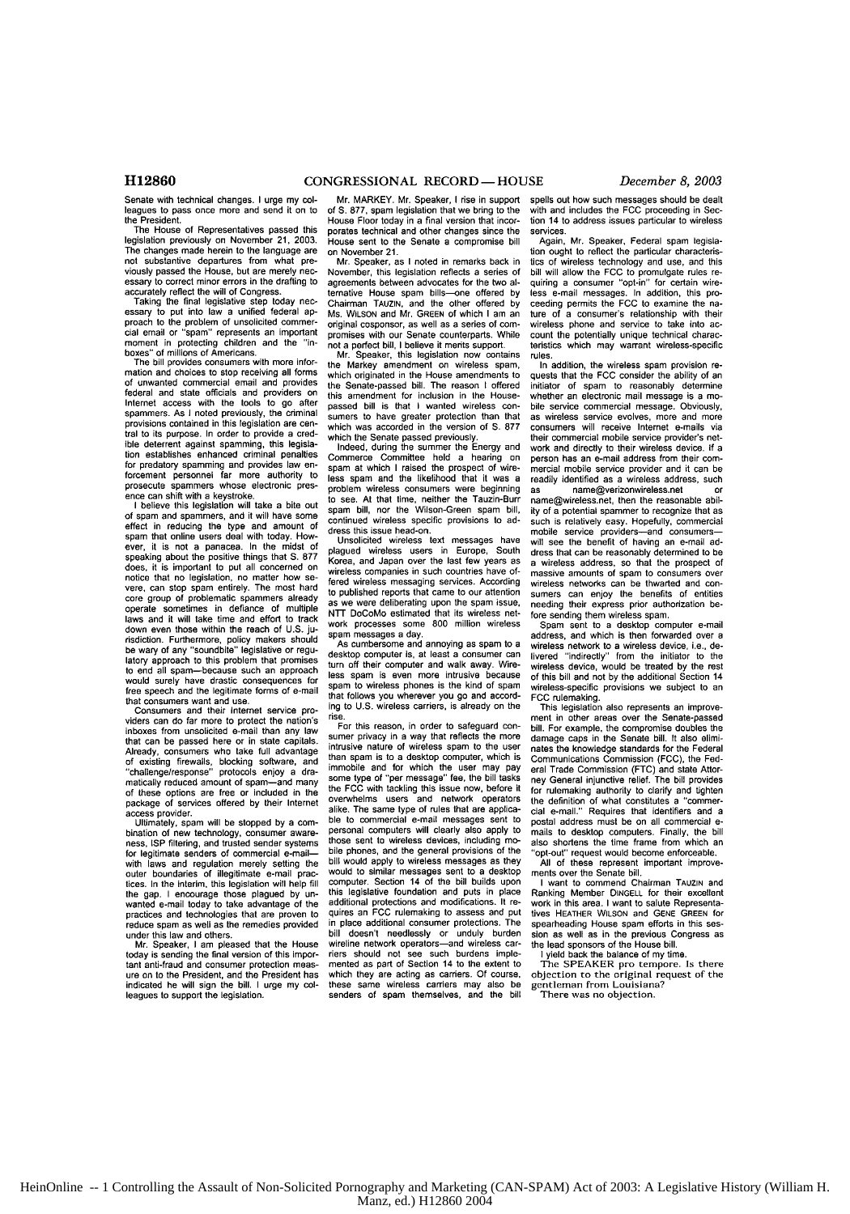Senate with technical changes. I urge my colleagues to pass once more and send it on to the President.

The House of Representatives passed this legislation previously on November 21, 2003. The changes made herein to the language are not substantive departures from what previously passed the House, but are merely necessary to correct minor errors in the drafting to accurately reflect the will of Congress.

Taking the final legislative step today necessary to put into law a unified federal approach to the problem of unsolicited commercial email or "spam" represents an important moment in protecting children and the "inboxes" of millions of Americans.

The bill provides consumers with more information and choices to stop receiving all forms of unwanted commercial email and provides federal and state officials and providers on Internet access with the tools to go after spammers. As I noted previously, the criminal provisions contained in this legislation are central to its purpose. In order to provide a credible deterrent against spamming, this legislation establishes enhanced criminal penalties for predatory spamming and provides law enforcement personnel far more authority to prosecute spammers whose electronic presence can shift with a keystroke.

I believe this legislation will take a bite out of spam and spammers, and it will have some effect in reducing the type and amount of spam that online users deal with today. However, it is not a panacea. In the midst of speaking about the positive things that S. 877 does, it is important to put all concerned on notice that no legislation, no matter how severe, can stop spam entirely. The most hard core group of problematic spammers already operate sometimes in defiance of multiple laws and it will take time and effort to track down even those within the reach of U.S. jurisdiction. Furthermore, policy makers should be wary of any "soundbite" legislative or regulatory approach to this problem that promises to end all spam—because such an approach would surely have drastic consequences for free speech and the legitimate forms of e-mail that consumers want and use.

Consumers and their Internet service providers can do far more to protect the nation's inboxes from unsolicited e-mail than any law that can be passed here or in state capitals. Already, consumers who take full advantage of existing firewalls, blocking software, and "challenge/response" protocols enjoy a dramatically reduced amount of spam—and many of these options are free or included in the package of services offered by their Internet access provider.

Ultimately, spam will be stopped by a combination of new technology, consumer awareness, ISP filtering, and trusted sender systems for legitimate senders of commercial e-mail—with laws and regulation merely setting the outer boundaries of illegitimate e-mail practices. In the interim, this legislation will help fill the gap. I encourage those plagued by unwanted e-mail today to take advantage of the practices and technologies that are proven to reduce spam as well as the remedies provided under this law and others.

Mr. Speaker, I am pleased that the House today is sending the final version of this important anti-fraud and consumer protection measure on to the President, and the President has indicated he will sign the bill. I urge my colleagues to support the legislation.

Mr. MARKEY. Mr. Speaker, I rise in support of S. 877, spam legislation that we bring to the House Floor today in a final version that incorporates technical and other changes since the House sent to the Senate a compromise bill on November 21.

Mr. Speaker, as I noted in remarks back in November, this legislation reflects a series of agreements between advocates for the two alternative House spam bills—one offered by Chairman TAUZIN, and the other offered by Ms. WILSON and Mr. GREEN of which I am an original cosponsor, as well as a series of compromises with our Senate counterparts. While not a perfect bill, I believe it merits support.

Mr. Speaker, this legislation now contains the Markey amendment on wireless spam, which originated in the House amendments to the Senate-passed bill. The reason I offered this amendment for inclusion in the House-passed bill is that I wanted wireless consumers to have greater protection than that which was accorded in the version of S. 877 which the Senate passed previously.

Indeed, during the summer the Energy and Commerce Committee held a hearing on spam at which I raised the prospect of wireless spam and the likelihood that it was a problem wireless consumers were beginning to see. At that time, neither the Tauzin-Burr spam bill, nor the Wilson-Green spam bill, continued wireless specific provisions to address this issue head-on.

Unsolicited wireless text messages have plagued wireless users in Europe, South Korea, and Japan over the last few years as wireless companies in such countries have offered wireless messaging services. According to published reports that came to our attention as we were deliberating upon the spam issue, NTT DoCoMo estimated that its wireless network processes some 800 million wireless spam messages a day.

As cumbersome and annoying as spam to a desktop computer is, at least a consumer can turn off their computer and walk away. Wireless spam is even more intrusive because spam to wireless phones is the kind of spam that follows you wherever you go and according to U.S. wireless carriers, is already on the rise.

For this reason, in order to safeguard consumer privacy in a way that reflects the more intrusive nature of wireless spam to the user than spam is to a desktop computer, which is immobile and for which the user may pay some type of "per message" fee, the bill tasks the FCC with tackling this issue now, before it overwhelms users and network operators alike. The same type of rules that are applicable to commercial e-mail messages sent to personal computers will clearly also apply to those sent to wireless devices, including mobile phones, and the general provisions of the bill would apply to wireless messages as they would to similar messages sent to a desktop computer. Section 14 of the bill builds upon this legislative foundation and puts in place additional protections and modifications. It requires an FCC rulemaking to assess and put in place additional consumer protections. The bill doesn't needlessly or unduly burden wireline network operators—and wireless carriers should not see such burdens implemented as part of Section 14 to the extent to which they are acting as carriers. Of course, these same wireless carriers may also be senders of spam themselves, and the bill spells out how such messages should be dealt with and includes the FCC proceeding in Section 14 to address issues particular to wireless services.

Again, Mr. Speaker, Federal spam legislation ought to reflect the particular characteristics of wireless technology and use, and this bill will allow the FCC to promulgate rules requiring a consumer "opt-in" for certain wireless e-mail messages. In addition, this proceeding permits the FCC to examine the nature of a consumer's relationship with their wireless phone and service to take into account the potentially unique technical characteristics which may warrant wireless-specific rules.

In addition, the wireless spam provision requests that the FCC consider the ability of an initiator of spam to reasonably determine whether an electronic mail message is a mobile service commercial message. Obviously, as wireless service evolves, more and more consumers will receive Internet e-mails via their commercial mobile service provider's network and directly to their wireless device. If a person has an e-mail address from their commercial mobile service provider and it can be readily identified as a wireless address, such as name@verizonwireless.net or name@wireless.net, then the reasonable ability of a potential spammer to recognize that as such is relatively easy. Hopefully, commercial mobile service providers—and consumers—will see the benefit of having an e-mail address that can be reasonably determined to be a wireless address, so that the prospect of massive amounts of spam to consumers over wireless networks can be thwarted and consumers can enjoy the benefits of entities needing their express prior authorization before sending them wireless spam.

Spam sent to a desktop computer e-mail address, and which is then forwarded over a wireless network to a wireless device, i.e., delivered "indirectly" from the initiator to the wireless device, would be treated by the rest of this bill and not by the additional Section 14 wireless-specific provisions we subject to an FCC rulemaking.

This legislation also represents an improvement in other areas over the Senate-passed bill. For example, the compromise doubles the damage caps in the Senate bill. It also eliminates the knowledge standards for the Federal Communications Commission (FCC), the Federal Trade Commission (FTC) and state Attorney General injunctive relief. The bill provides for rulemaking authority to clarify and tighten the definition of what constitutes a "commercial e-mail." Requires that identifiers and a postal address must be on all commercial e-mails to desktop computers. Finally, the bill also shortens the time frame from which an "opt-out" request would become enforceable.

All of these represent important improvements over the Senate bill.

I want to commend Chairman TAUZIN and Ranking Member DINGELL for their excellent work in this area. I want to salute Representatives HEATHER WILSON and GENE GREEN for spearheading House spam efforts in this session as well as in the previous Congress as the lead sponsors of the House bill.

I yield back the balance of my time.

The SPEAKER pro tempore. Is there objection to the original request of the gentleman from Louisiana?

There was no objection.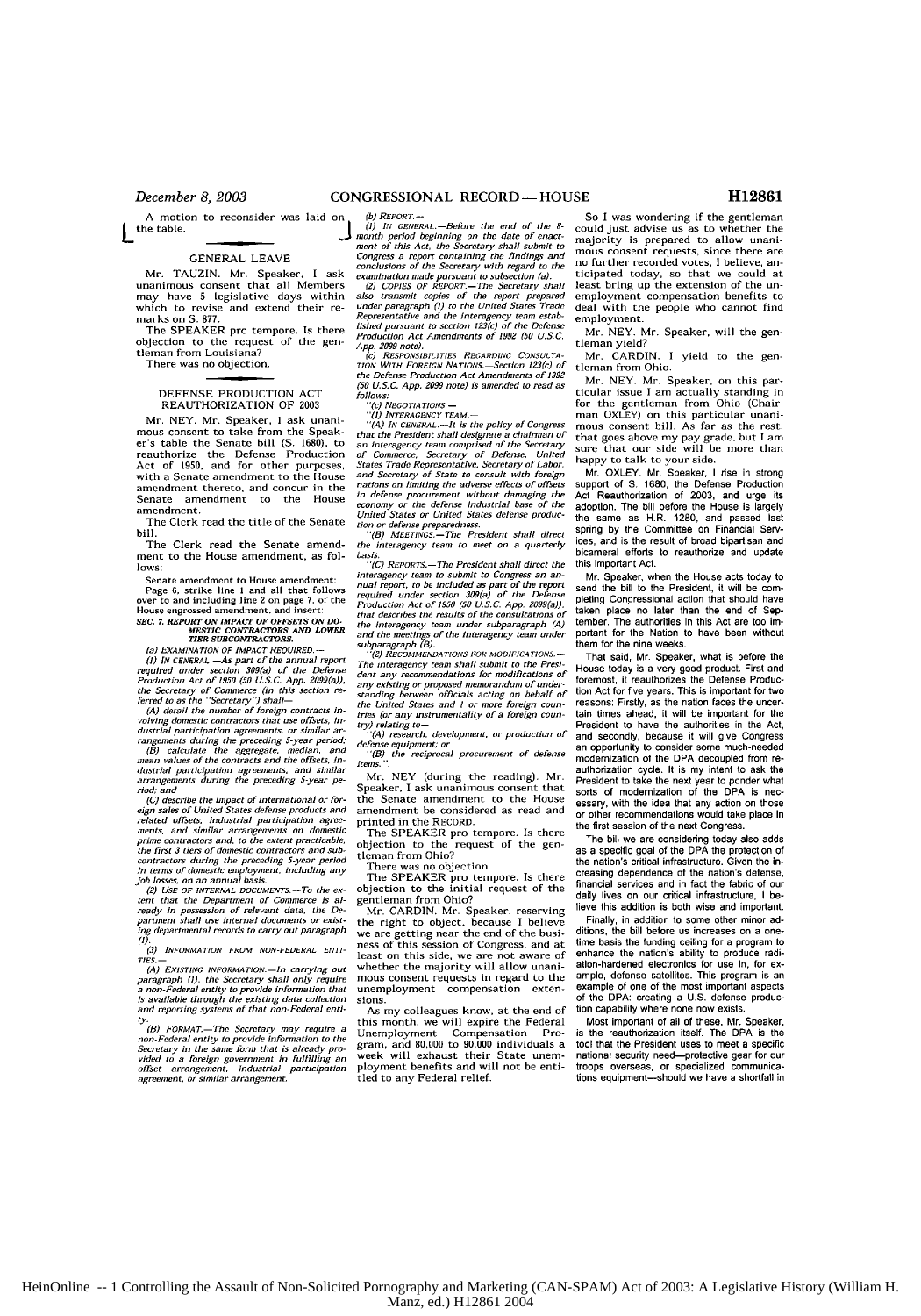A motion to reconsider was laid on the table.

## GENERAL LEAVE

Mr. TAUZIN. Mr. Speaker, I ask unanimous consent that all Members may have 5 legislative days within which to revise and extend their remarks on S. 877.

The SPEAKER pro tempore. Is there objection to the request of the gentleman from Louisiana?

There was no objection.

## DEFENSE PRODUCTION ACT REAUTHORIZATION OF 2003

Mr. NEY. Mr. Speaker, I ask unanimous consent to take from the Speaker's table the Senate bill (S. 1680), to reauthorize the Defense Production Act of 1950, and for other purposes, with a Senate amendment to the House amendment thereto, and concur in the Senate amendment to the House amendment.

The Clerk read the title of the Senate bill.

The Clerk read the Senate amendment to the House amendment, as follows:

Senate amendment to House amendment:

Page 6, strike line 1 and all that follows over to and including line 2 on page 7, of the House engrossed amendment, and insert:

**SEC. 7. REPORT ON IMPACT OF OFFSETS ON DOMESTIC CONTRACTORS AND LOWER TIER SUBCONTRACTORS.**

(a) *EXAMINATION OF IMPACT REQUIRED.*—

(1) *IN GENERAL.*—*As part of the annual report required under section 309(a) of the Defense Production Act of 1950 (50 U.S.C. App. 2099(a)), the Secretary of Commerce (in this section referred to as the "Secretary") shall*—

*(A) detail the number of foreign contracts involving domestic contractors that use offsets, industrial participation agreements, or similar arrangements during the preceding 5-year period;*

*(B) calculate the aggregate, median, and mean values of the contracts and the offsets, industrial participation agreements, and similar arrangements during the preceding 5-year period; and*

*(C) describe the impact of international or foreign sales of United States defense products and related offsets, industrial participation agreements, and similar arrangements on domestic prime contractors and, to the extent practicable, the first 3 tiers of domestic contractors and subcontractors during the preceding 5-year period in terms of domestic employment, including any job losses, on an annual basis.*

(2) *USE OF INTERNAL DOCUMENTS.*—*To the extent that the Department of Commerce is already in possession of relevant data, the Department shall use internal documents or existing departmental records to carry out paragraph (1).*

(3) *INFORMATION FROM NON-FEDERAL ENTITIES.*—

*(A) EXISTING INFORMATION.*—*In carrying out paragraph (1), the Secretary shall only require a non-Federal entity to provide information that is available through the existing data collection and reporting systems of that non-Federal entity.*

*(B) FORMAT.*—*The Secretary may require a non-Federal entity to provide information to the Secretary in the same form that is already provided to a foreign government in fulfilling an offset arrangement, industrial participation agreement, or similar arrangement.*

(b) *REPORT.*—

(1) *IN GENERAL.*—*Before the end of the 8-month period beginning on the date of enactment of this Act, the Secretary shall submit to Congress a report containing the findings and conclusions of the Secretary with regard to the examination made pursuant to subsection (a).*

(2) *COPIES OF REPORT.*—*The Secretary shall also transmit copies of the report prepared under paragraph (1) to the United States Trade Representative and the interagency team established pursuant to section 123(c) of the Defense Production Act Amendments of 1992 (50 U.S.C. App. 2099 note).*

(c) *RESPONSIBILITIES REGARDING CONSULTATION WITH FOREIGN NATIONS.*—*Section 123(c) of the Defense Production Act Amendments of 1992 (50 U.S.C. App. 2099 note) is amended to read as follows:*

"(c) *NEGOTIATIONS.*—

"(1) *INTERAGENCY TEAM.*—

"(A) *IN GENERAL.*—*It is the policy of Congress that the President shall designate a chairman of an interagency team comprised of the Secretary of Commerce, Secretary of Defense, United States Trade Representative, Secretary of Labor, and Secretary of State to consult with foreign nations on limiting the adverse effects of offsets in defense procurement without damaging the economy or the defense industrial base of the United States or United States defense production or defense preparedness.*

"(B) *MEETINGS.*—*The President shall direct the interagency team to meet on a quarterly basis.*

"(C) *REPORTS.*—*The President shall direct the interagency team to submit to Congress an annual report, to be included as part of the report required under section 309(a) of the Defense Production Act of 1950 (50 U.S.C. App. 2099(a)), that describes the results of the consultations of the interagency team under subparagraph (A) and the meetings of the interagency team under subparagraph (B).*

"(2) *RECOMMENDATIONS FOR MODIFICATIONS.*—*The interagency team shall submit to the President any recommendations for modifications of any existing or proposed memorandum of understanding between officials acting on behalf of the United States and 1 or more foreign countries (or any instrumentality of a foreign country) relating to*—

"*(A) research, development, or production of defense equipment; or*

"*(B) the reciprocal procurement of defense items.*".

Mr. NEY (during the reading). Mr. Speaker, I ask unanimous consent that the Senate amendment to the House amendment be considered as read and printed in the RECORD.

The SPEAKER pro tempore. Is there objection to the request of the gentleman from Ohio?

There was no objection.

The SPEAKER pro tempore. Is there objection to the initial request of the gentleman from Ohio?

Mr. CARDIN. Mr. Speaker, reserving the right to object, because I believe we are getting near the end of the business of this session of Congress, and at least on this side, we are not aware of whether the majority will allow unanimous consent requests in regard to the unemployment compensation extensions.

As my colleagues know, at the end of this month, we will expire the Federal Unemployment Compensation Program, and 80,000 to 90,000 individuals a week will exhaust their State unemployment benefits and will not be entitled to any Federal relief.

So I was wondering if the gentleman could just advise us as to whether the majority is prepared to allow unanimous consent requests, since there are no further recorded votes, I believe, anticipated today, so that we could at least bring up the extension of the unemployment compensation benefits to deal with the people who cannot find employment.

Mr. NEY. Mr. Speaker, will the gentleman yield?

Mr. CARDIN. I yield to the gentleman from Ohio.

Mr. NEY. Mr. Speaker, on this particular issue I am actually standing in for the gentleman from Ohio (Chairman OXLEY) on this particular unanimous consent bill. As far as the rest, that goes above my pay grade, but I am sure that our side will be more than happy to talk to your side.

Mr. OXLEY. Mr. Speaker, I rise in strong support of S. 1680, the Defense Production Act Reauthorization of 2003, and urge its adoption. The bill before the House is largely the same as H.R. 1280, and passed last spring by the Committee on Financial Services, and is the result of broad bipartisan and bicameral efforts to reauthorize and update this important Act.

Mr. Speaker, when the House acts today to send the bill to the President, it will be completing Congressional action that should have taken place no later than the end of September. The authorities in this Act are too important for the Nation to have been without them for the nine weeks.

That said, Mr. Speaker, what is before the House today is a very good product. First and foremost, it reauthorizes the Defense Production Act for five years. This is important for two reasons: Firstly, as the nation faces the uncertain times ahead, it will be important for the President to have the authorities in the Act, and secondly, because it will give Congress an opportunity to consider some much-needed modernization of the DPA decoupled from reauthorization cycle. It is my intent to ask the President to take the next year to ponder what sorts of modernization of the DPA is necessary, with the idea that any action on those or other recommendations would take place in the first session of the next Congress.

The bill we are considering today also adds as a specific goal of the DPA the protection of the nation's critical infrastructure. Given the increasing dependence of the nation's defense, financial services and in fact the fabric of our daily lives on our critical infrastructure, I believe this addition is both wise and important.

Finally, in addition to some other minor additions, the bill before us increases on a one-time basis the funding ceiling for a program to enhance the nation's ability to produce radiation-hardened electronics for use in, for example, defense satellites. This program is an example of one of the most important aspects of the DPA: creating a U.S. defense production capability where none now exists.

Most important of all of these, Mr. Speaker, is the reauthorization itself. The DPA is the tool that the President uses to meet a specific national security need—protective gear for our troops overseas, or specialized communications equipment—should we have a shortfall in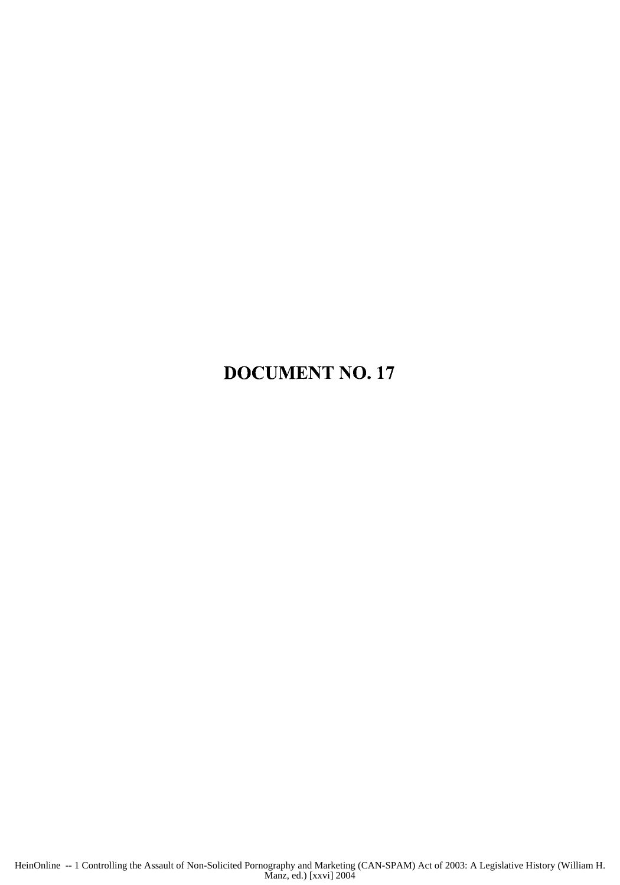# DOCUMENT NO. 17